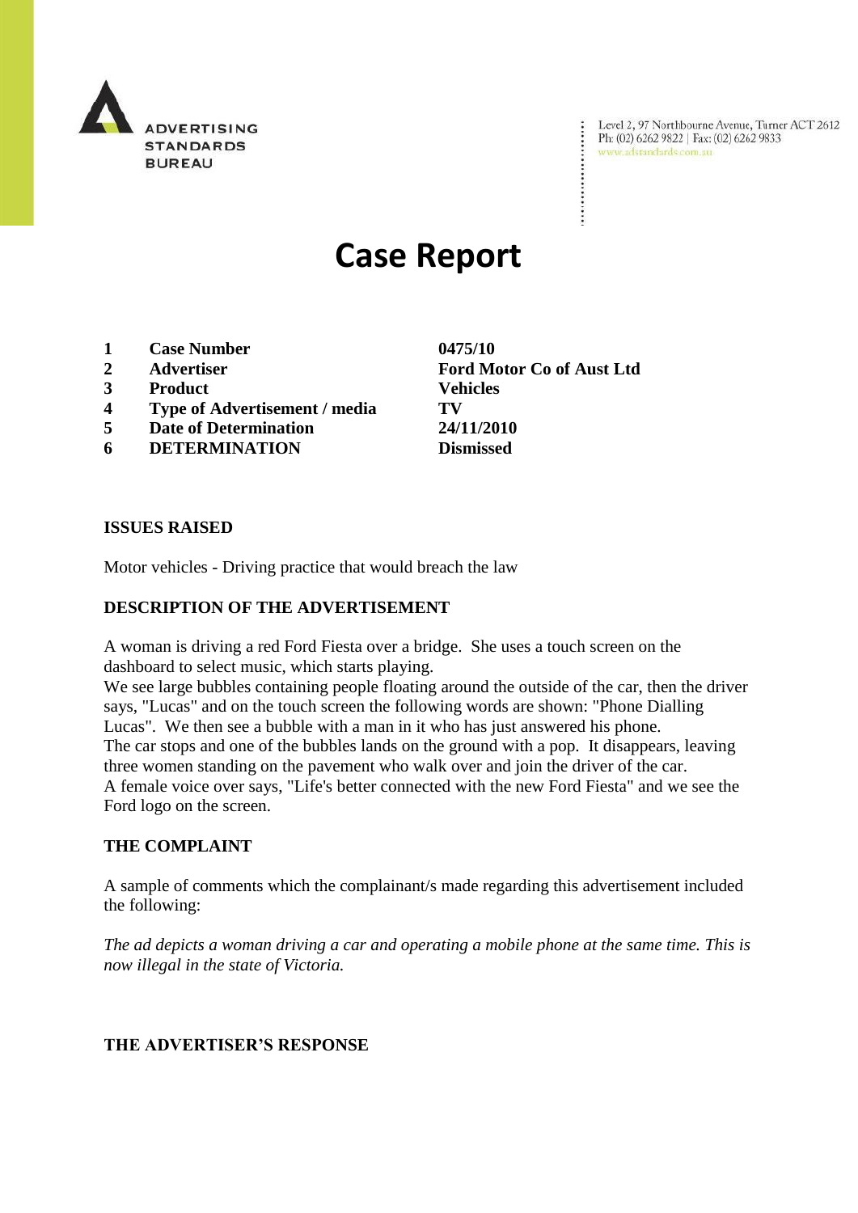ADVERTISING STANDARDS BUREAU

Level 2, 97 Northbourne Avenue, Turner ACT 2612
Ph: (02) 6262 9822 | Fax: (02) 6262 9833
www.adstandards.com.au

# Case Report

| | | |
|---|---|---|
| **1** | **Case Number** | **0475/10** |
| **2** | **Advertiser** | **Ford Motor Co of Aust Ltd** |
| **3** | **Product** | **Vehicles** |
| **4** | **Type of Advertisement / media** | **TV** |
| **5** | **Date of Determination** | **24/11/2010** |
| **6** | **DETERMINATION** | **Dismissed** |

## ISSUES RAISED

Motor vehicles - Driving practice that would breach the law

## DESCRIPTION OF THE ADVERTISEMENT

A woman is driving a red Ford Fiesta over a bridge. She uses a touch screen on the dashboard to select music, which starts playing.

We see large bubbles containing people floating around the outside of the car, then the driver says, "Lucas" and on the touch screen the following words are shown: "Phone Dialling Lucas". We then see a bubble with a man in it who has just answered his phone.

The car stops and one of the bubbles lands on the ground with a pop. It disappears, leaving three women standing on the pavement who walk over and join the driver of the car.

A female voice over says, "Life's better connected with the new Ford Fiesta" and we see the Ford logo on the screen.

## THE COMPLAINT

A sample of comments which the complainant/s made regarding this advertisement included the following:

*The ad depicts a woman driving a car and operating a mobile phone at the same time. This is now illegal in the state of Victoria.*

## THE ADVERTISER'S RESPONSE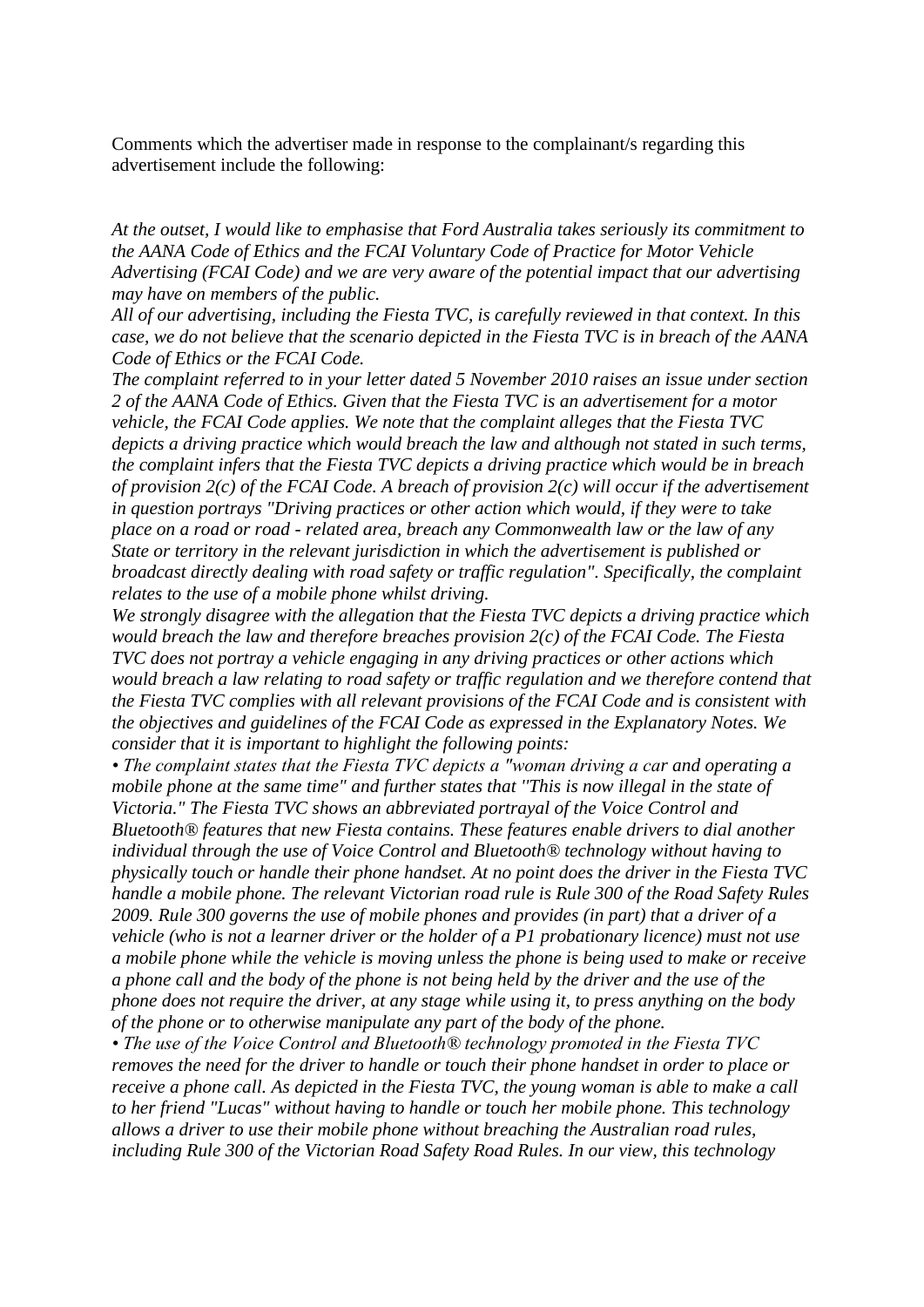Comments which the advertiser made in response to the complainant/s regarding this advertisement include the following:

*At the outset, I would like to emphasise that Ford Australia takes seriously its commitment to the AANA Code of Ethics and the FCAI Voluntary Code of Practice for Motor Vehicle Advertising (FCAI Code) and we are very aware of the potential impact that our advertising may have on members of the public.*

*All of our advertising, including the Fiesta TVC, is carefully reviewed in that context. In this case, we do not believe that the scenario depicted in the Fiesta TVC is in breach of the AANA Code of Ethics or the FCAI Code.*

*The complaint referred to in your letter dated 5 November 2010 raises an issue under section 2 of the AANA Code of Ethics. Given that the Fiesta TVC is an advertisement for a motor vehicle, the FCAI Code applies. We note that the complaint alleges that the Fiesta TVC depicts a driving practice which would breach the law and although not stated in such terms, the complaint infers that the Fiesta TVC depicts a driving practice which would be in breach of provision 2(c) of the FCAI Code. A breach of provision 2(c) will occur if the advertisement in question portrays "Driving practices or other action which would, if they were to take place on a road or road - related area, breach any Commonwealth law or the law of any State or territory in the relevant jurisdiction in which the advertisement is published or broadcast directly dealing with road safety or traffic regulation". Specifically, the complaint relates to the use of a mobile phone whilst driving.*

*We strongly disagree with the allegation that the Fiesta TVC depicts a driving practice which would breach the law and therefore breaches provision 2(c) of the FCAI Code. The Fiesta TVC does not portray a vehicle engaging in any driving practices or other actions which would breach a law relating to road safety or traffic regulation and we therefore contend that the Fiesta TVC complies with all relevant provisions of the FCAI Code and is consistent with the objectives and guidelines of the FCAI Code as expressed in the Explanatory Notes. We consider that it is important to highlight the following points:*

- *The complaint states that the Fiesta TVC depicts a "woman driving a car and operating a mobile phone at the same time" and further states that "This is now illegal in the state of Victoria." The Fiesta TVC shows an abbreviated portrayal of the Voice Control and Bluetooth® features that new Fiesta contains. These features enable drivers to dial another individual through the use of Voice Control and Bluetooth® technology without having to physically touch or handle their phone handset. At no point does the driver in the Fiesta TVC handle a mobile phone. The relevant Victorian road rule is Rule 300 of the Road Safety Rules 2009. Rule 300 governs the use of mobile phones and provides (in part) that a driver of a vehicle (who is not a learner driver or the holder of a P1 probationary licence) must not use a mobile phone while the vehicle is moving unless the phone is being used to make or receive a phone call and the body of the phone is not being held by the driver and the use of the phone does not require the driver, at any stage while using it, to press anything on the body of the phone or to otherwise manipulate any part of the body of the phone.*
- *The use of the Voice Control and Bluetooth® technology promoted in the Fiesta TVC removes the need for the driver to handle or touch their phone handset in order to place or receive a phone call. As depicted in the Fiesta TVC, the young woman is able to make a call to her friend "Lucas" without having to handle or touch her mobile phone. This technology allows a driver to use their mobile phone without breaching the Australian road rules, including Rule 300 of the Victorian Road Safety Road Rules. In our view, this technology*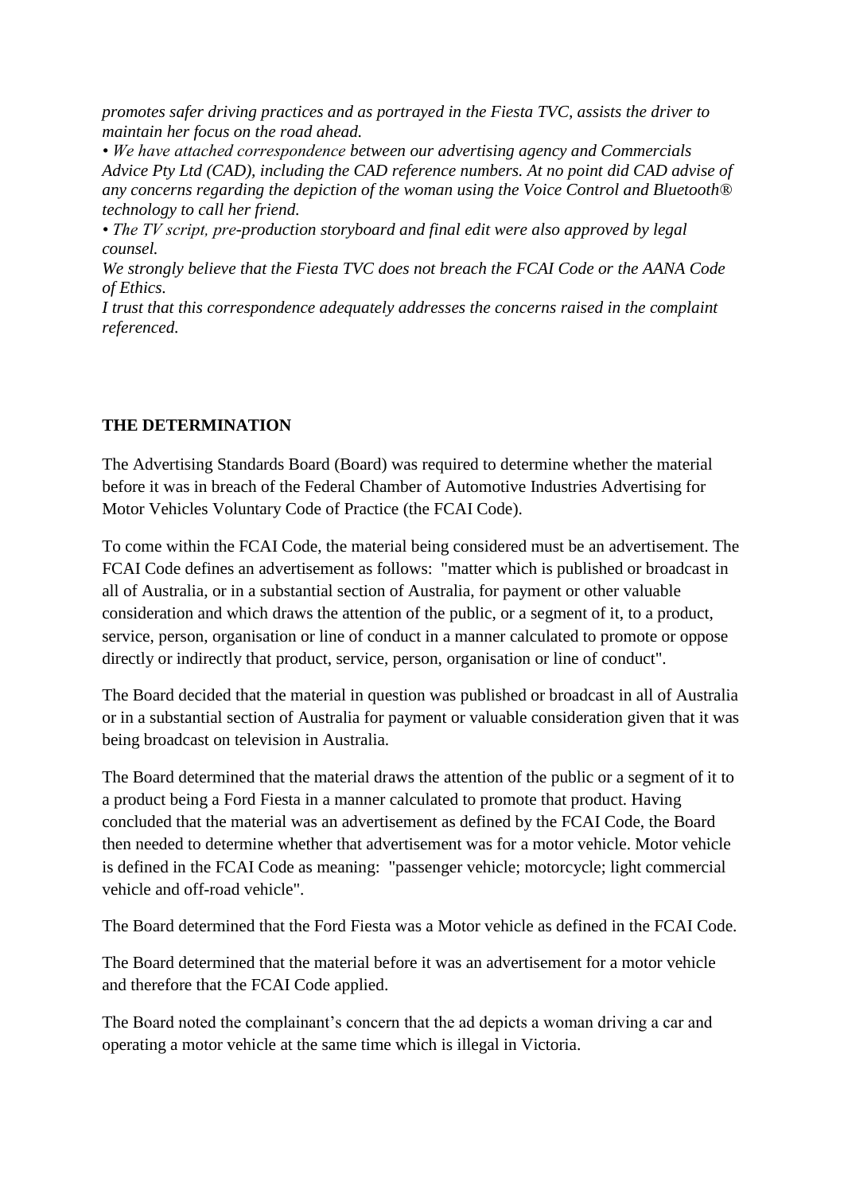*promotes safer driving practices and as portrayed in the Fiesta TVC, assists the driver to maintain her focus on the road ahead.*

*• We have attached correspondence between our advertising agency and Commercials Advice Pty Ltd (CAD), including the CAD reference numbers. At no point did CAD advise of any concerns regarding the depiction of the woman using the Voice Control and Bluetooth® technology to call her friend.*

*• The TV script, pre-production storyboard and final edit were also approved by legal counsel.*

*We strongly believe that the Fiesta TVC does not breach the FCAI Code or the AANA Code of Ethics.*

*I trust that this correspondence adequately addresses the concerns raised in the complaint referenced.*

**THE DETERMINATION**

The Advertising Standards Board (Board) was required to determine whether the material before it was in breach of the Federal Chamber of Automotive Industries Advertising for Motor Vehicles Voluntary Code of Practice (the FCAI Code).

To come within the FCAI Code, the material being considered must be an advertisement. The FCAI Code defines an advertisement as follows: "matter which is published or broadcast in all of Australia, or in a substantial section of Australia, for payment or other valuable consideration and which draws the attention of the public, or a segment of it, to a product, service, person, organisation or line of conduct in a manner calculated to promote or oppose directly or indirectly that product, service, person, organisation or line of conduct".

The Board decided that the material in question was published or broadcast in all of Australia or in a substantial section of Australia for payment or valuable consideration given that it was being broadcast on television in Australia.

The Board determined that the material draws the attention of the public or a segment of it to a product being a Ford Fiesta in a manner calculated to promote that product. Having concluded that the material was an advertisement as defined by the FCAI Code, the Board then needed to determine whether that advertisement was for a motor vehicle. Motor vehicle is defined in the FCAI Code as meaning: "passenger vehicle; motorcycle; light commercial vehicle and off-road vehicle".

The Board determined that the Ford Fiesta was a Motor vehicle as defined in the FCAI Code.

The Board determined that the material before it was an advertisement for a motor vehicle and therefore that the FCAI Code applied.

The Board noted the complainant's concern that the ad depicts a woman driving a car and operating a motor vehicle at the same time which is illegal in Victoria.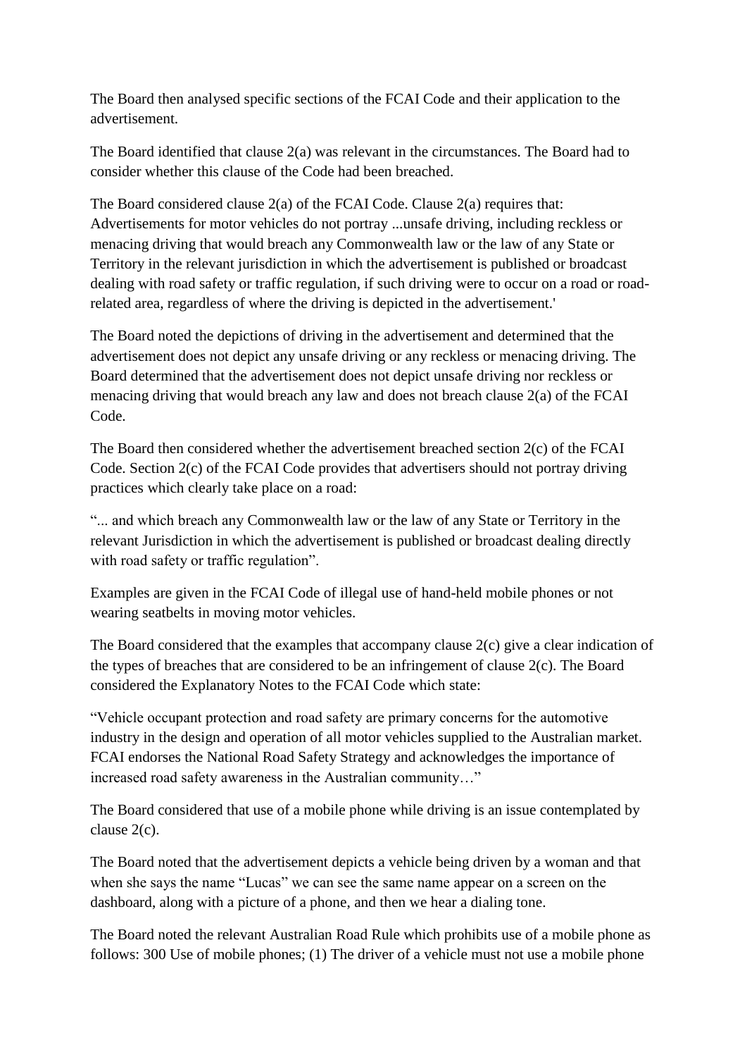The Board then analysed specific sections of the FCAI Code and their application to the advertisement.

The Board identified that clause 2(a) was relevant in the circumstances. The Board had to consider whether this clause of the Code had been breached.

The Board considered clause 2(a) of the FCAI Code. Clause 2(a) requires that: Advertisements for motor vehicles do not portray ...unsafe driving, including reckless or menacing driving that would breach any Commonwealth law or the law of any State or Territory in the relevant jurisdiction in which the advertisement is published or broadcast dealing with road safety or traffic regulation, if such driving were to occur on a road or road-related area, regardless of where the driving is depicted in the advertisement.'

The Board noted the depictions of driving in the advertisement and determined that the advertisement does not depict any unsafe driving or any reckless or menacing driving. The Board determined that the advertisement does not depict unsafe driving nor reckless or menacing driving that would breach any law and does not breach clause 2(a) of the FCAI Code.

The Board then considered whether the advertisement breached section 2(c) of the FCAI Code. Section 2(c) of the FCAI Code provides that advertisers should not portray driving practices which clearly take place on a road:

"... and which breach any Commonwealth law or the law of any State or Territory in the relevant Jurisdiction in which the advertisement is published or broadcast dealing directly with road safety or traffic regulation".

Examples are given in the FCAI Code of illegal use of hand-held mobile phones or not wearing seatbelts in moving motor vehicles.

The Board considered that the examples that accompany clause 2(c) give a clear indication of the types of breaches that are considered to be an infringement of clause 2(c). The Board considered the Explanatory Notes to the FCAI Code which state:

"Vehicle occupant protection and road safety are primary concerns for the automotive industry in the design and operation of all motor vehicles supplied to the Australian market. FCAI endorses the National Road Safety Strategy and acknowledges the importance of increased road safety awareness in the Australian community…"

The Board considered that use of a mobile phone while driving is an issue contemplated by clause 2(c).

The Board noted that the advertisement depicts a vehicle being driven by a woman and that when she says the name "Lucas" we can see the same name appear on a screen on the dashboard, along with a picture of a phone, and then we hear a dialing tone.

The Board noted the relevant Australian Road Rule which prohibits use of a mobile phone as follows: 300 Use of mobile phones; (1) The driver of a vehicle must not use a mobile phone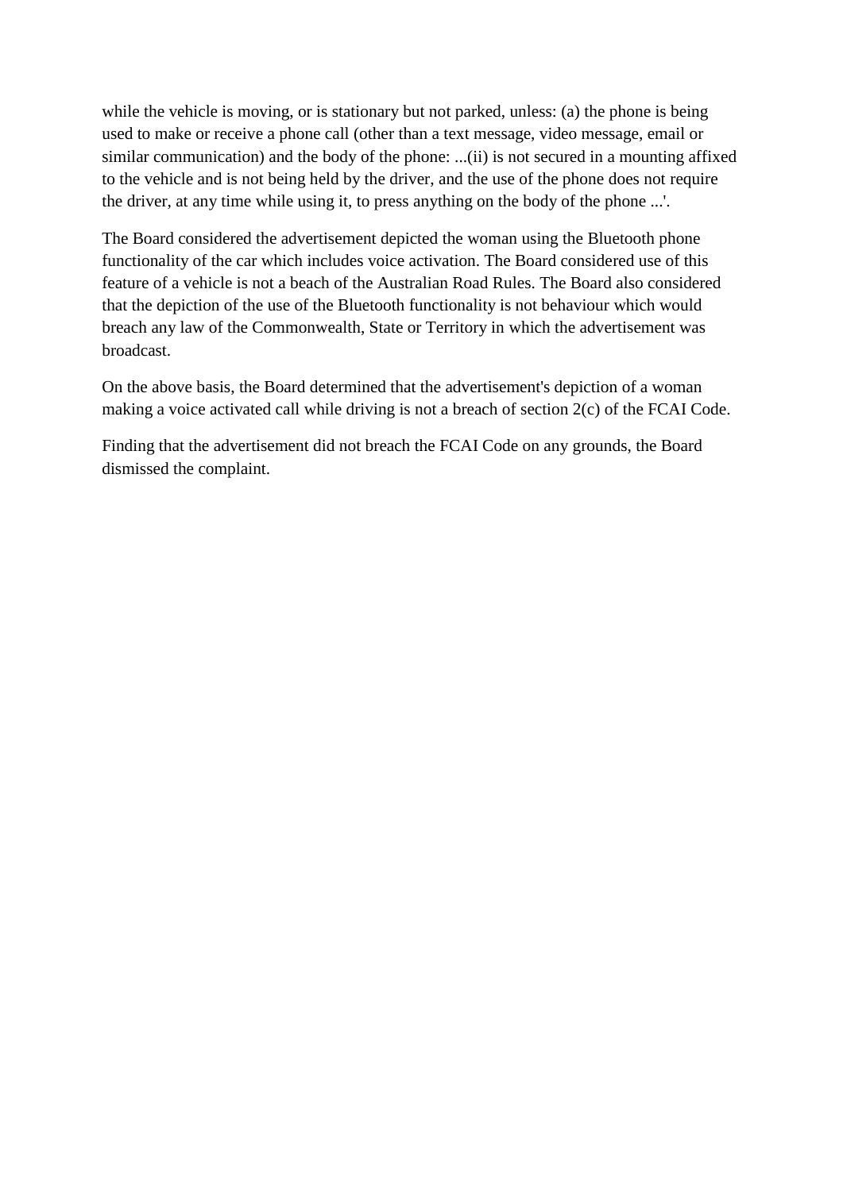while the vehicle is moving, or is stationary but not parked, unless: (a) the phone is being used to make or receive a phone call (other than a text message, video message, email or similar communication) and the body of the phone: ...(ii) is not secured in a mounting affixed to the vehicle and is not being held by the driver, and the use of the phone does not require the driver, at any time while using it, to press anything on the body of the phone ...'.

The Board considered the advertisement depicted the woman using the Bluetooth phone functionality of the car which includes voice activation. The Board considered use of this feature of a vehicle is not a beach of the Australian Road Rules. The Board also considered that the depiction of the use of the Bluetooth functionality is not behaviour which would breach any law of the Commonwealth, State or Territory in which the advertisement was broadcast.

On the above basis, the Board determined that the advertisement's depiction of a woman making a voice activated call while driving is not a breach of section 2(c) of the FCAI Code.

Finding that the advertisement did not breach the FCAI Code on any grounds, the Board dismissed the complaint.